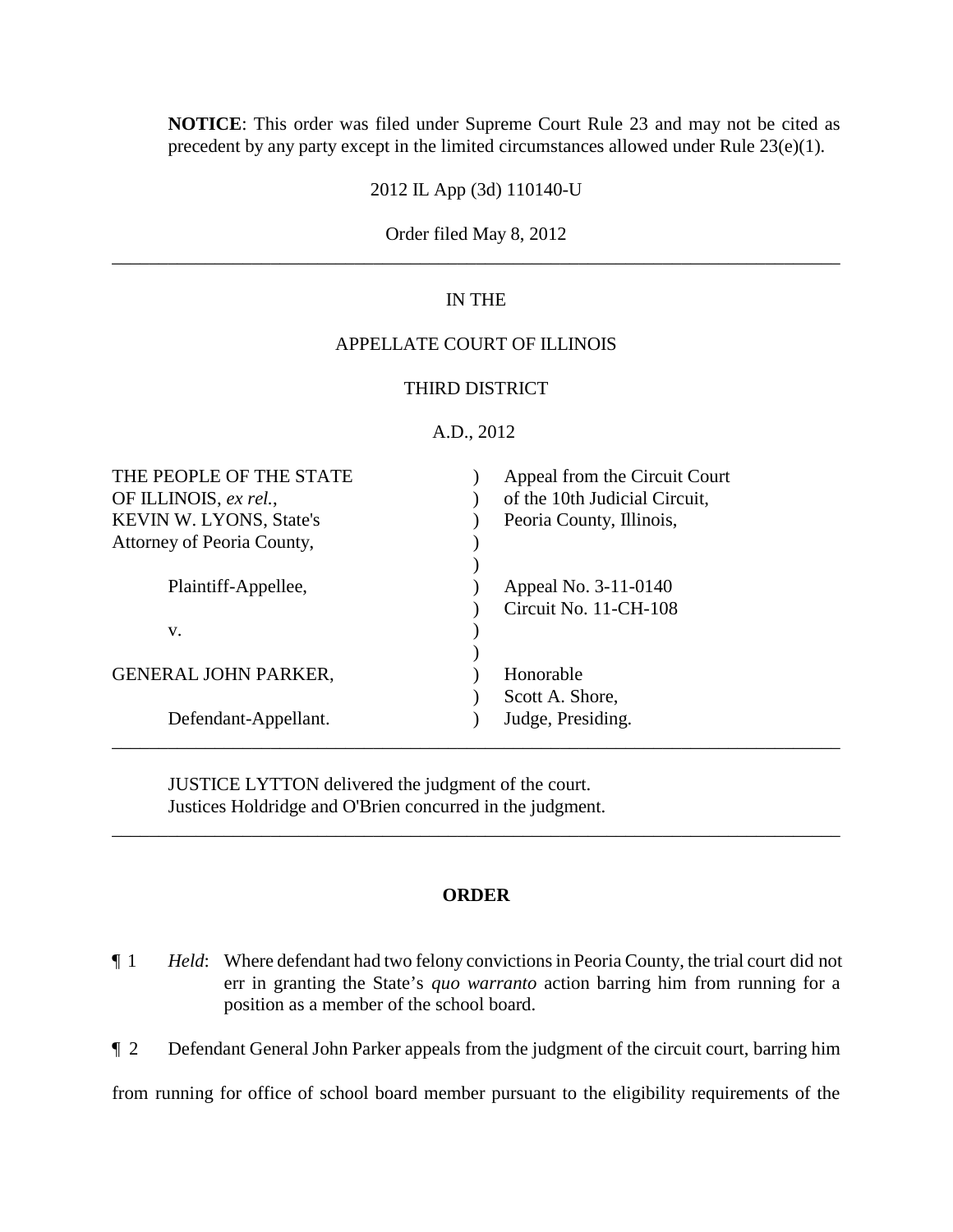**NOTICE**: This order was filed under Supreme Court Rule 23 and may not be cited as precedent by any party except in the limited circumstances allowed under Rule 23(e)(1).

2012 IL App (3d) 110140-U

Order filed May 8, 2012

---

IN THE

APPELLATE COURT OF ILLINOIS

THIRD DISTRICT

A.D., 2012

| | | |
|---|---|---|
| THE PEOPLE OF THE STATE OF ILLINOIS, *ex rel.*, KEVIN W. LYONS, State's Attorney of Peoria County, | ) | Appeal from the Circuit Court of the 10th Judicial Circuit, Peoria County, Illinois, |
| Plaintiff-Appellee, | ) | Appeal No. 3-11-0140 Circuit No. 11-CH-108 |
| v. | ) | |
| GENERAL JOHN PARKER, | ) | Honorable Scott A. Shore, |
| Defendant-Appellant. | ) | Judge, Presiding. |

---

JUSTICE LYTTON delivered the judgment of the court.
Justices Holdridge and O'Brien concurred in the judgment.

---

## ORDER

¶ 1 *Held*: Where defendant had two felony convictions in Peoria County, the trial court did not err in granting the State's *quo warranto* action barring him from running for a position as a member of the school board.

¶ 2 Defendant General John Parker appeals from the judgment of the circuit court, barring him from running for office of school board member pursuant to the eligibility requirements of the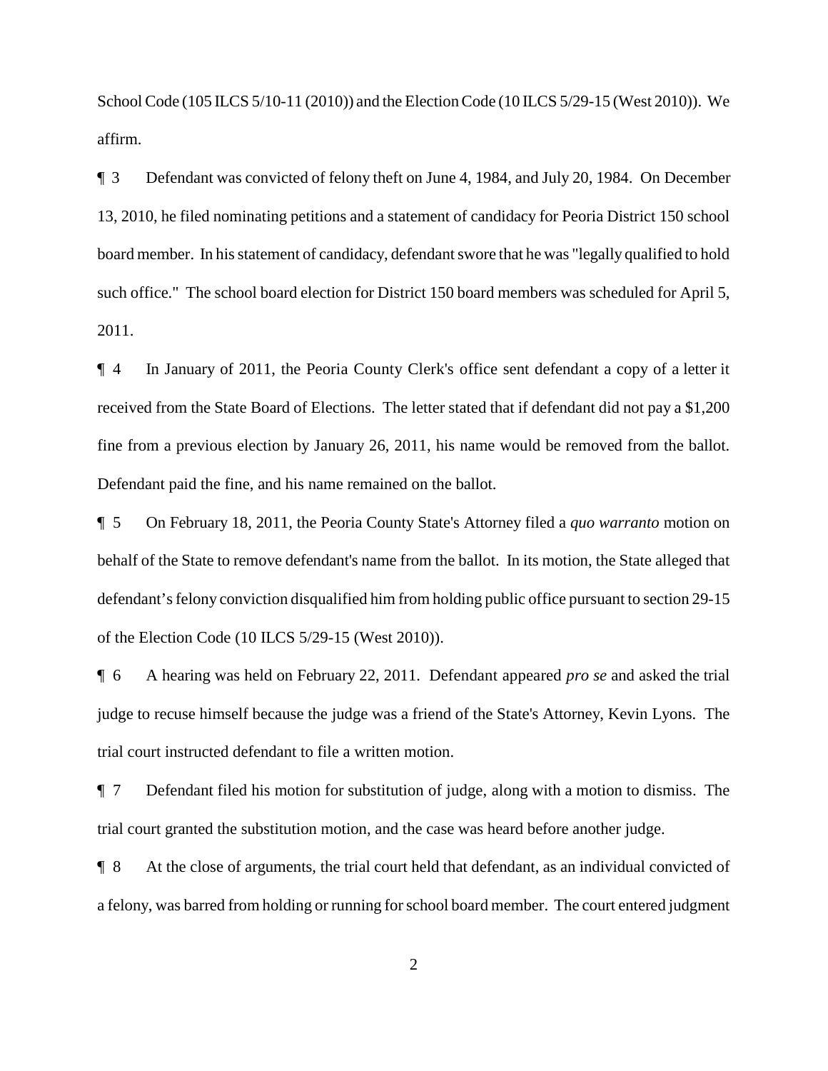School Code (105 ILCS 5/10-11 (2010)) and the Election Code (10 ILCS 5/29-15 (West 2010)). We affirm.

¶ 3 Defendant was convicted of felony theft on June 4, 1984, and July 20, 1984. On December 13, 2010, he filed nominating petitions and a statement of candidacy for Peoria District 150 school board member. In his statement of candidacy, defendant swore that he was "legally qualified to hold such office." The school board election for District 150 board members was scheduled for April 5, 2011.

¶ 4 In January of 2011, the Peoria County Clerk's office sent defendant a copy of a letter it received from the State Board of Elections. The letter stated that if defendant did not pay a $1,200 fine from a previous election by January 26, 2011, his name would be removed from the ballot. Defendant paid the fine, and his name remained on the ballot.

¶ 5 On February 18, 2011, the Peoria County State's Attorney filed a *quo warranto* motion on behalf of the State to remove defendant's name from the ballot. In its motion, the State alleged that defendant's felony conviction disqualified him from holding public office pursuant to section 29-15 of the Election Code (10 ILCS 5/29-15 (West 2010)).

¶ 6 A hearing was held on February 22, 2011. Defendant appeared *pro se* and asked the trial judge to recuse himself because the judge was a friend of the State's Attorney, Kevin Lyons. The trial court instructed defendant to file a written motion.

¶ 7 Defendant filed his motion for substitution of judge, along with a motion to dismiss. The trial court granted the substitution motion, and the case was heard before another judge.

¶ 8 At the close of arguments, the trial court held that defendant, as an individual convicted of a felony, was barred from holding or running for school board member. The court entered judgment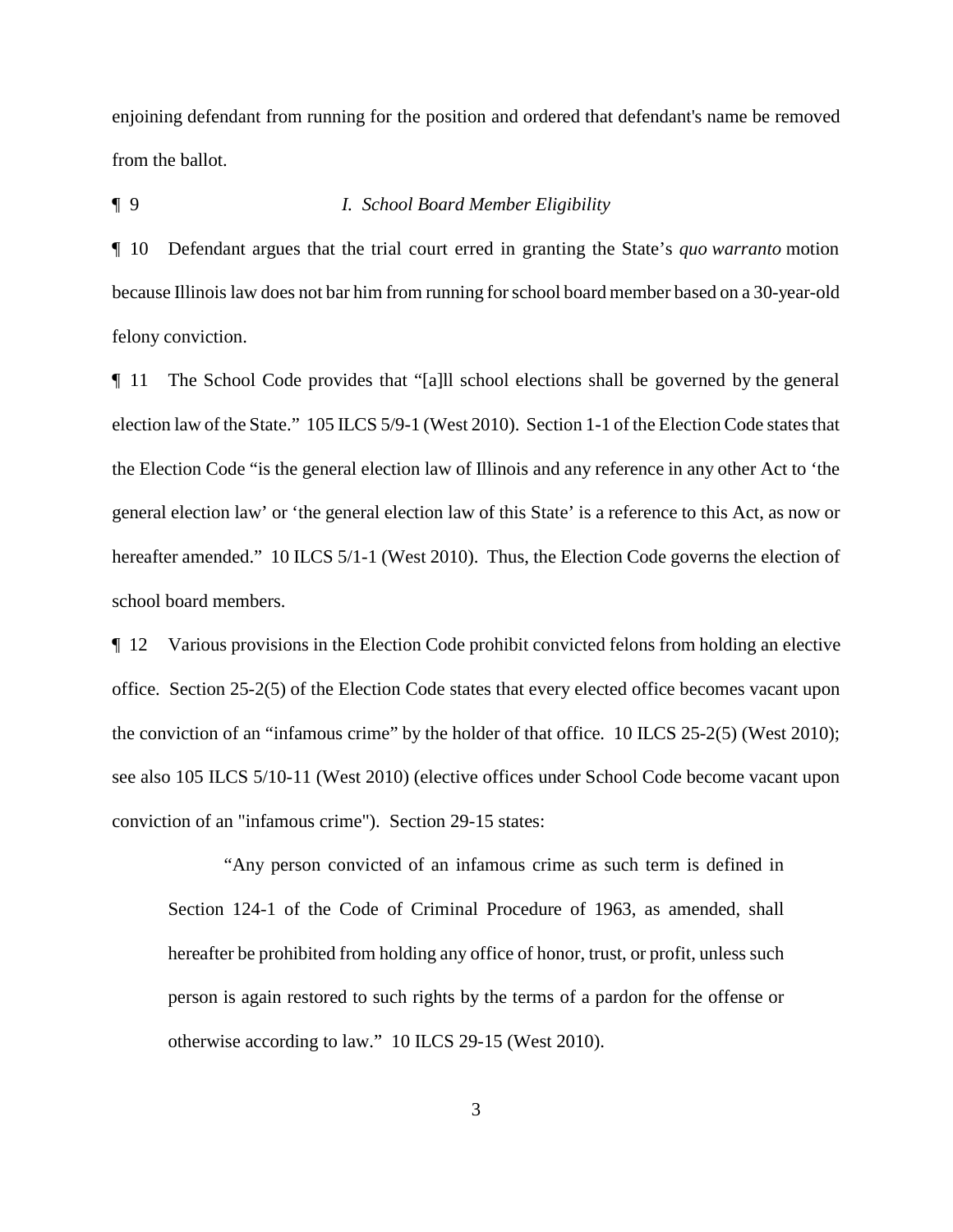enjoining defendant from running for the position and ordered that defendant's name be removed from the ballot.

¶ 9 *I. School Board Member Eligibility*

¶ 10 Defendant argues that the trial court erred in granting the State's *quo warranto* motion because Illinois law does not bar him from running for school board member based on a 30-year-old felony conviction.

¶ 11 The School Code provides that "[a]ll school elections shall be governed by the general election law of the State." 105 ILCS 5/9-1 (West 2010). Section 1-1 of the Election Code states that the Election Code "is the general election law of Illinois and any reference in any other Act to 'the general election law' or 'the general election law of this State' is a reference to this Act, as now or hereafter amended." 10 ILCS 5/1-1 (West 2010). Thus, the Election Code governs the election of school board members.

¶ 12 Various provisions in the Election Code prohibit convicted felons from holding an elective office. Section 25-2(5) of the Election Code states that every elected office becomes vacant upon the conviction of an "infamous crime" by the holder of that office. 10 ILCS 25-2(5) (West 2010); see also 105 ILCS 5/10-11 (West 2010) (elective offices under School Code become vacant upon conviction of an "infamous crime"). Section 29-15 states:

> "Any person convicted of an infamous crime as such term is defined in Section 124-1 of the Code of Criminal Procedure of 1963, as amended, shall hereafter be prohibited from holding any office of honor, trust, or profit, unless such person is again restored to such rights by the terms of a pardon for the offense or otherwise according to law." 10 ILCS 29-15 (West 2010).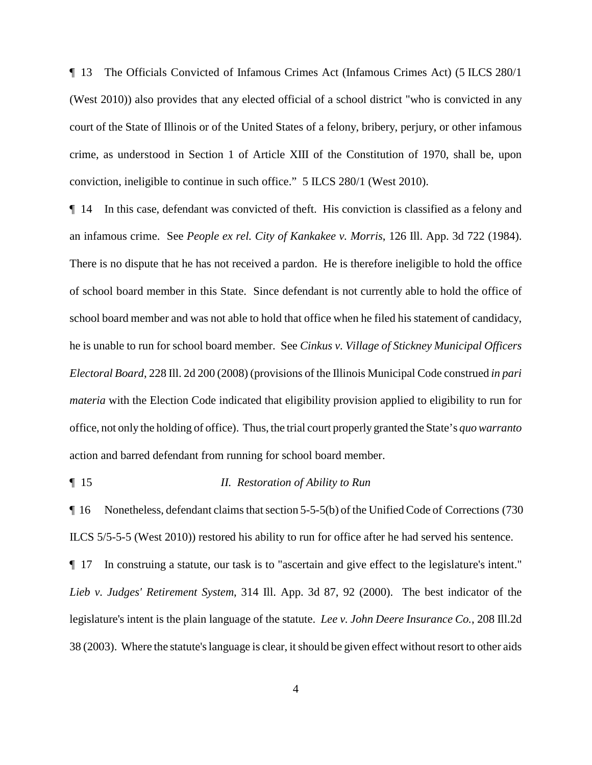¶ 13 The Officials Convicted of Infamous Crimes Act (Infamous Crimes Act) (5 ILCS 280/1 (West 2010)) also provides that any elected official of a school district "who is convicted in any court of the State of Illinois or of the United States of a felony, bribery, perjury, or other infamous crime, as understood in Section 1 of Article XIII of the Constitution of 1970, shall be, upon conviction, ineligible to continue in such office." 5 ILCS 280/1 (West 2010).

¶ 14 In this case, defendant was convicted of theft. His conviction is classified as a felony and an infamous crime. See *People ex rel. City of Kankakee v. Morris*, 126 Ill. App. 3d 722 (1984). There is no dispute that he has not received a pardon. He is therefore ineligible to hold the office of school board member in this State. Since defendant is not currently able to hold the office of school board member and was not able to hold that office when he filed his statement of candidacy, he is unable to run for school board member. See *Cinkus v. Village of Stickney Municipal Officers Electoral Board*, 228 Ill. 2d 200 (2008) (provisions of the Illinois Municipal Code construed *in pari materia* with the Election Code indicated that eligibility provision applied to eligibility to run for office, not only the holding of office). Thus, the trial court properly granted the State's *quo warranto* action and barred defendant from running for school board member.

¶ 15 *II. Restoration of Ability to Run*

¶ 16 Nonetheless, defendant claims that section 5-5-5(b) of the Unified Code of Corrections (730 ILCS 5/5-5-5 (West 2010)) restored his ability to run for office after he had served his sentence.

¶ 17 In construing a statute, our task is to "ascertain and give effect to the legislature's intent." *Lieb v. Judges' Retirement System*, 314 Ill. App. 3d 87, 92 (2000). The best indicator of the legislature's intent is the plain language of the statute. *Lee v. John Deere Insurance Co.*, 208 Ill.2d 38 (2003). Where the statute's language is clear, it should be given effect without resort to other aids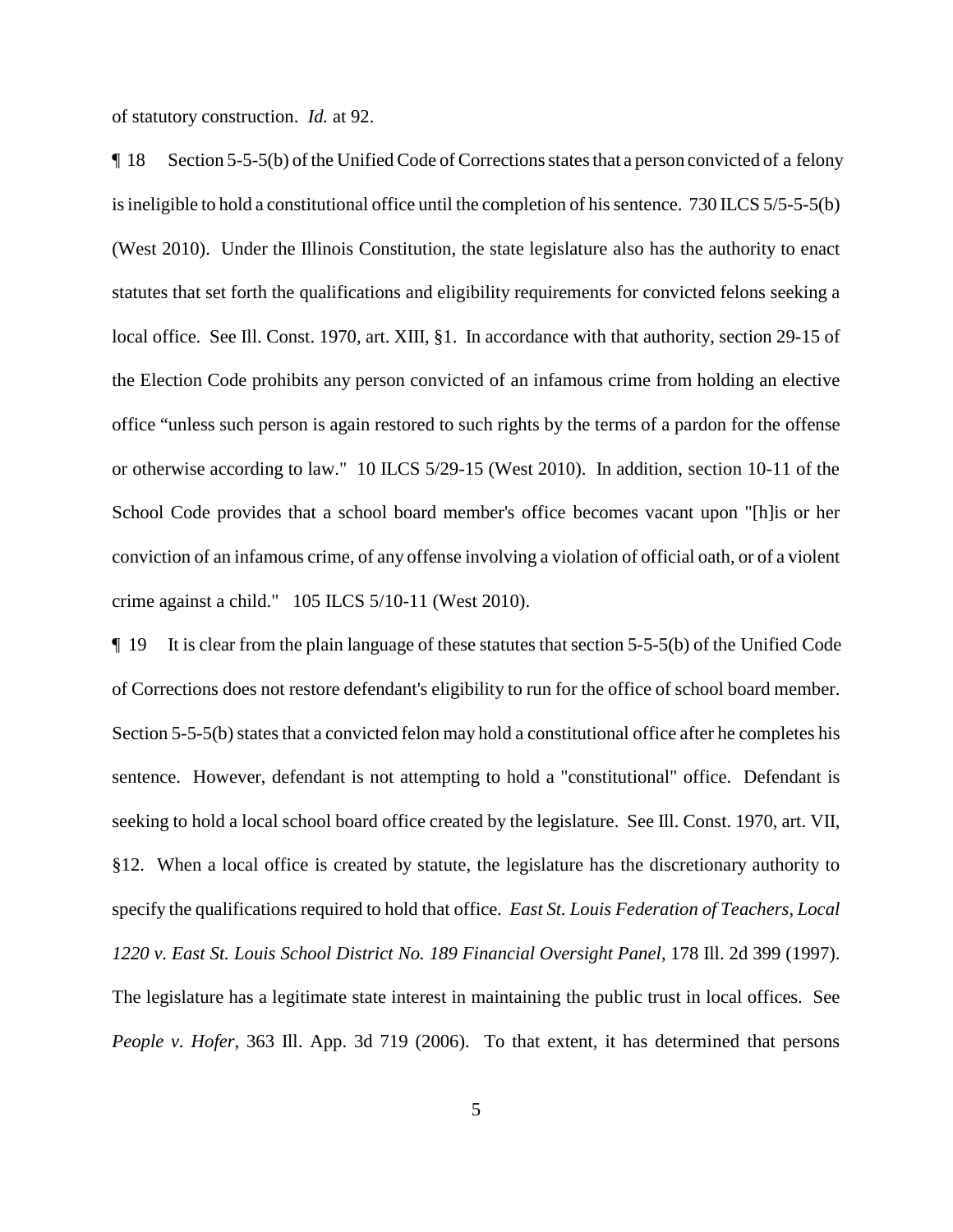of statutory construction. *Id.* at 92.

¶ 18 Section 5-5-5(b) of the Unified Code of Corrections states that a person convicted of a felony is ineligible to hold a constitutional office until the completion of his sentence. 730 ILCS 5/5-5-5(b) (West 2010). Under the Illinois Constitution, the state legislature also has the authority to enact statutes that set forth the qualifications and eligibility requirements for convicted felons seeking a local office. See Ill. Const. 1970, art. XIII, §1. In accordance with that authority, section 29-15 of the Election Code prohibits any person convicted of an infamous crime from holding an elective office "unless such person is again restored to such rights by the terms of a pardon for the offense or otherwise according to law." 10 ILCS 5/29-15 (West 2010). In addition, section 10-11 of the School Code provides that a school board member's office becomes vacant upon "[h]is or her conviction of an infamous crime, of any offense involving a violation of official oath, or of a violent crime against a child." 105 ILCS 5/10-11 (West 2010).

¶ 19 It is clear from the plain language of these statutes that section 5-5-5(b) of the Unified Code of Corrections does not restore defendant's eligibility to run for the office of school board member. Section 5-5-5(b) states that a convicted felon may hold a constitutional office after he completes his sentence. However, defendant is not attempting to hold a "constitutional" office. Defendant is seeking to hold a local school board office created by the legislature. See Ill. Const. 1970, art. VII, §12. When a local office is created by statute, the legislature has the discretionary authority to specify the qualifications required to hold that office. *East St. Louis Federation of Teachers, Local 1220 v. East St. Louis School District No. 189 Financial Oversight Panel*, 178 Ill. 2d 399 (1997). The legislature has a legitimate state interest in maintaining the public trust in local offices. See *People v. Hofer*, 363 Ill. App. 3d 719 (2006). To that extent, it has determined that persons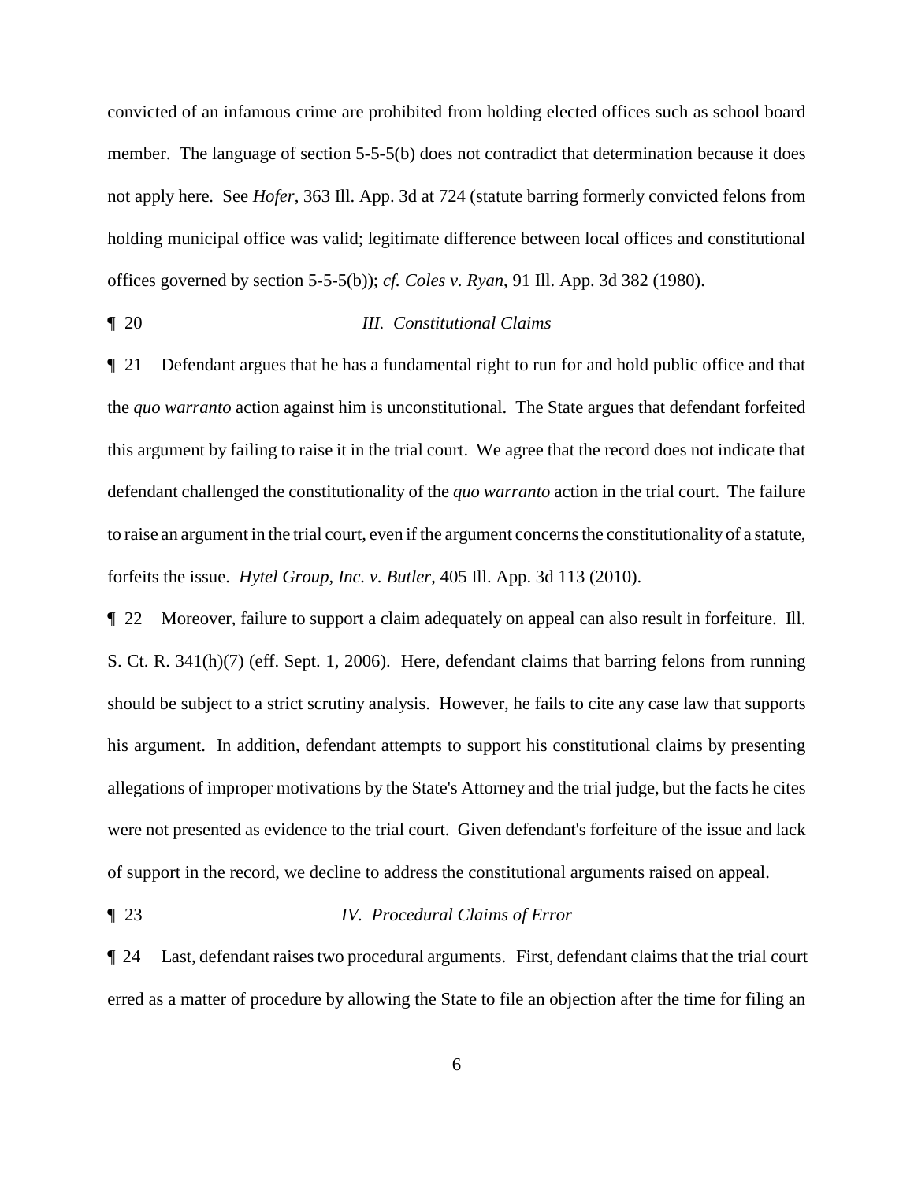convicted of an infamous crime are prohibited from holding elected offices such as school board member. The language of section 5-5-5(b) does not contradict that determination because it does not apply here. See *Hofer*, 363 Ill. App. 3d at 724 (statute barring formerly convicted felons from holding municipal office was valid; legitimate difference between local offices and constitutional offices governed by section 5-5-5(b)); *cf. Coles v. Ryan*, 91 Ill. App. 3d 382 (1980).

¶ 20 *III. Constitutional Claims*

¶ 21 Defendant argues that he has a fundamental right to run for and hold public office and that the *quo warranto* action against him is unconstitutional. The State argues that defendant forfeited this argument by failing to raise it in the trial court. We agree that the record does not indicate that defendant challenged the constitutionality of the *quo warranto* action in the trial court. The failure to raise an argument in the trial court, even if the argument concerns the constitutionality of a statute, forfeits the issue. *Hytel Group, Inc. v. Butler*, 405 Ill. App. 3d 113 (2010).

¶ 22 Moreover, failure to support a claim adequately on appeal can also result in forfeiture. Ill. S. Ct. R. 341(h)(7) (eff. Sept. 1, 2006). Here, defendant claims that barring felons from running should be subject to a strict scrutiny analysis. However, he fails to cite any case law that supports his argument. In addition, defendant attempts to support his constitutional claims by presenting allegations of improper motivations by the State's Attorney and the trial judge, but the facts he cites were not presented as evidence to the trial court. Given defendant's forfeiture of the issue and lack of support in the record, we decline to address the constitutional arguments raised on appeal.

¶ 23 *IV. Procedural Claims of Error*

¶ 24 Last, defendant raises two procedural arguments. First, defendant claims that the trial court erred as a matter of procedure by allowing the State to file an objection after the time for filing an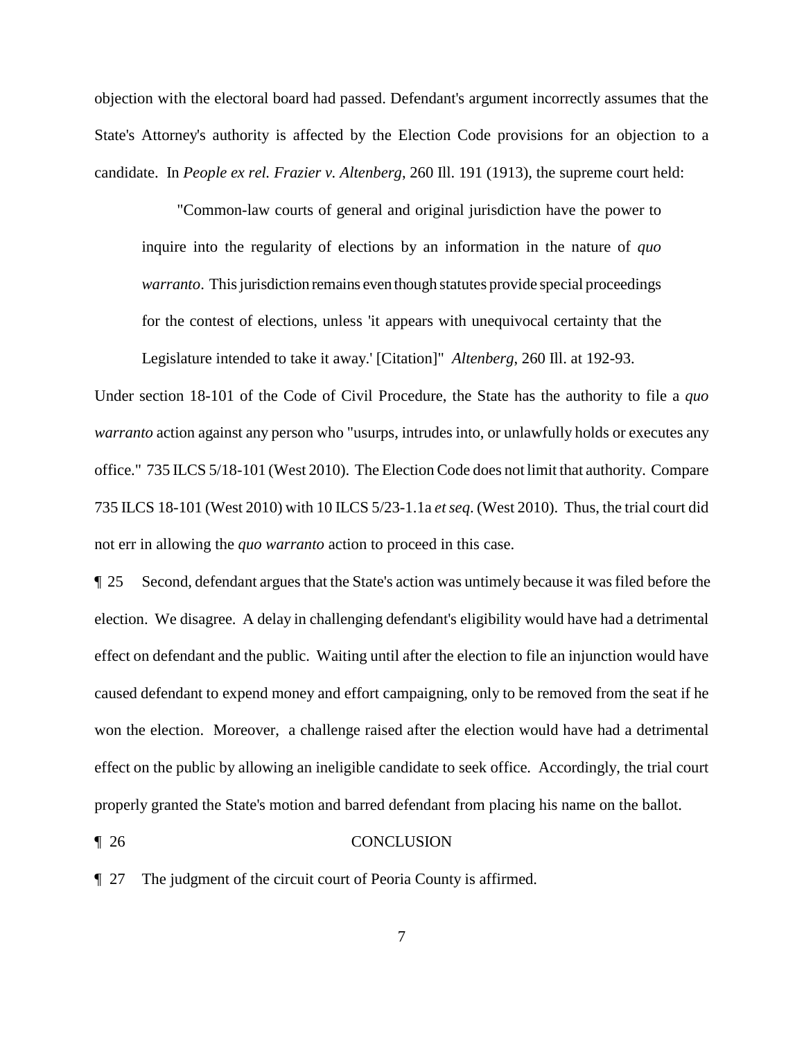objection with the electoral board had passed. Defendant's argument incorrectly assumes that the State's Attorney's authority is affected by the Election Code provisions for an objection to a candidate. In *People ex rel. Frazier v. Altenberg*, 260 Ill. 191 (1913), the supreme court held:

> "Common-law courts of general and original jurisdiction have the power to inquire into the regularity of elections by an information in the nature of *quo warranto*. This jurisdiction remains even though statutes provide special proceedings for the contest of elections, unless 'it appears with unequivocal certainty that the Legislature intended to take it away.' [Citation]" *Altenberg*, 260 Ill. at 192-93.

Under section 18-101 of the Code of Civil Procedure, the State has the authority to file a *quo warranto* action against any person who "usurps, intrudes into, or unlawfully holds or executes any office." 735 ILCS 5/18-101 (West 2010). The Election Code does not limit that authority. Compare 735 ILCS 18-101 (West 2010) with 10 ILCS 5/23-1.1a *et seq*. (West 2010). Thus, the trial court did not err in allowing the *quo warranto* action to proceed in this case.

¶ 25 Second, defendant argues that the State's action was untimely because it was filed before the election. We disagree. A delay in challenging defendant's eligibility would have had a detrimental effect on defendant and the public. Waiting until after the election to file an injunction would have caused defendant to expend money and effort campaigning, only to be removed from the seat if he won the election. Moreover, a challenge raised after the election would have had a detrimental effect on the public by allowing an ineligible candidate to seek office. Accordingly, the trial court properly granted the State's motion and barred defendant from placing his name on the ballot.

¶ 26 CONCLUSION

¶ 27 The judgment of the circuit court of Peoria County is affirmed.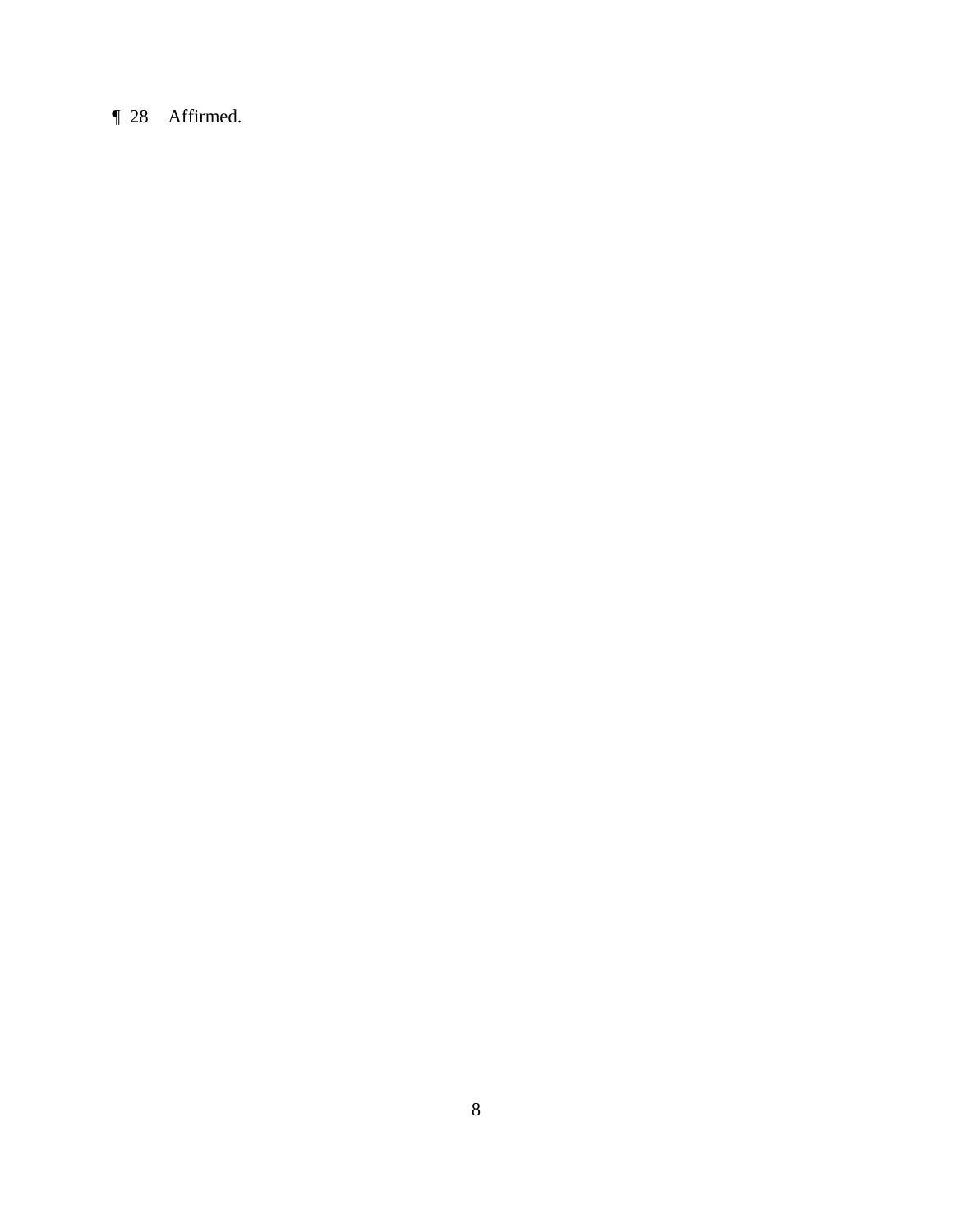¶ 28 Affirmed.